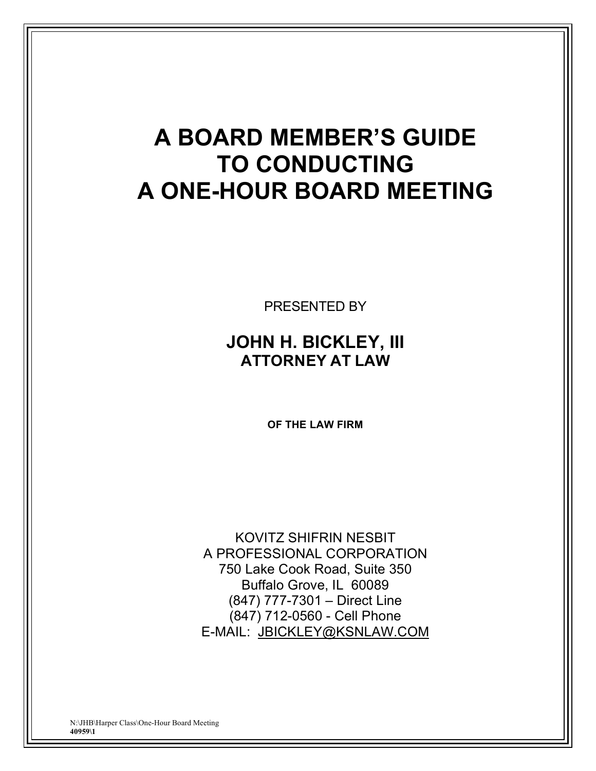# A BOARD MEMBER'S GUIDE TO CONDUCTING A ONE-HOUR BOARD MEETING

PRESENTED BY

**JOHN H. BICKLEY, III**
**ATTORNEY AT LAW**

**OF THE LAW FIRM**

KOVITZ SHIFRIN NESBIT
A PROFESSIONAL CORPORATION
750 Lake Cook Road, Suite 350
Buffalo Grove, IL 60089
(847) 777-7301 – Direct Line
(847) 712-0560 - Cell Phone
E-MAIL: JBICKLEY@KSNLAW.COM

N:\JHB\Harper Class\One-Hour Board Meeting
**40959\1**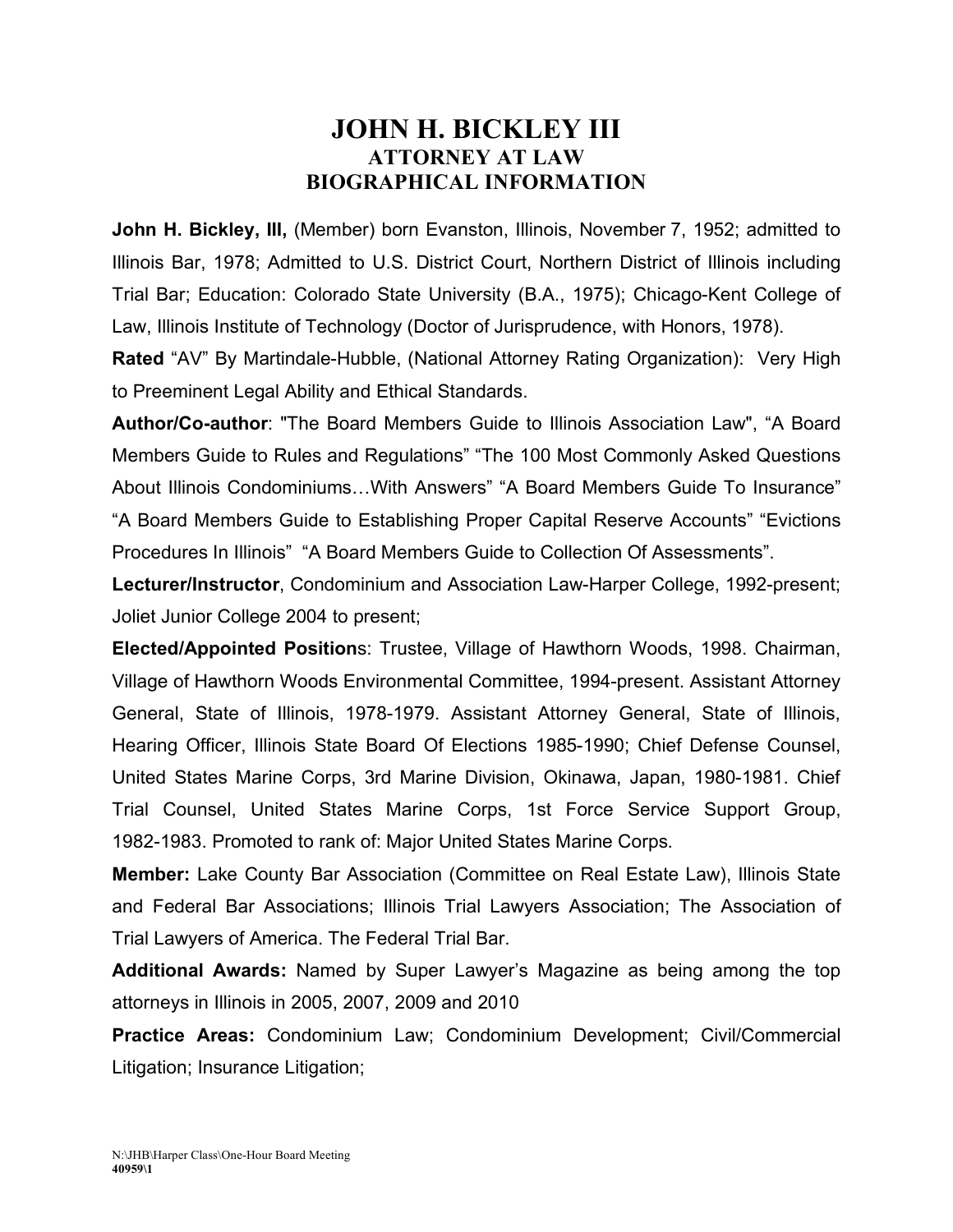# JOHN H. BICKLEY III
## ATTORNEY AT LAW
## BIOGRAPHICAL INFORMATION

**John H. Bickley, III,** (Member) born Evanston, Illinois, November 7, 1952; admitted to Illinois Bar, 1978; Admitted to U.S. District Court, Northern District of Illinois including Trial Bar; Education: Colorado State University (B.A., 1975); Chicago-Kent College of Law, Illinois Institute of Technology (Doctor of Jurisprudence, with Honors, 1978).

**Rated** "AV" By Martindale-Hubble, (National Attorney Rating Organization): Very High to Preeminent Legal Ability and Ethical Standards.

**Author/Co-author**: "The Board Members Guide to Illinois Association Law", "A Board Members Guide to Rules and Regulations" "The 100 Most Commonly Asked Questions About Illinois Condominiums…With Answers" "A Board Members Guide To Insurance" "A Board Members Guide to Establishing Proper Capital Reserve Accounts" "Evictions Procedures In Illinois" "A Board Members Guide to Collection Of Assessments".

**Lecturer/Instructor**, Condominium and Association Law-Harper College, 1992-present; Joliet Junior College 2004 to present;

**Elected/Appointed Position**s: Trustee, Village of Hawthorn Woods, 1998. Chairman, Village of Hawthorn Woods Environmental Committee, 1994-present. Assistant Attorney General, State of Illinois, 1978-1979. Assistant Attorney General, State of Illinois, Hearing Officer, Illinois State Board Of Elections 1985-1990; Chief Defense Counsel, United States Marine Corps, 3rd Marine Division, Okinawa, Japan, 1980-1981. Chief Trial Counsel, United States Marine Corps, 1st Force Service Support Group, 1982-1983. Promoted to rank of: Major United States Marine Corps.

**Member:** Lake County Bar Association (Committee on Real Estate Law), Illinois State and Federal Bar Associations; Illinois Trial Lawyers Association; The Association of Trial Lawyers of America. The Federal Trial Bar.

**Additional Awards:** Named by Super Lawyer's Magazine as being among the top attorneys in Illinois in 2005, 2007, 2009 and 2010

**Practice Areas:** Condominium Law; Condominium Development; Civil/Commercial Litigation; Insurance Litigation;

N:\JHB\Harper Class\One-Hour Board Meeting
**40959\1**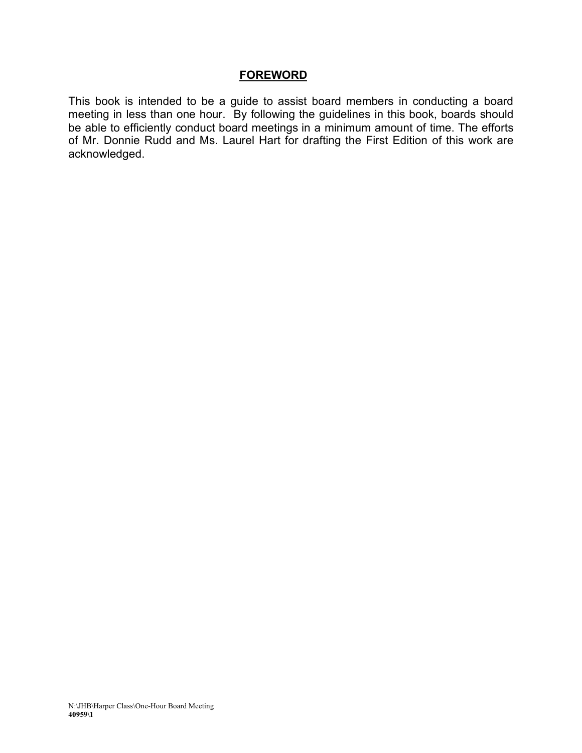# FOREWORD

This book is intended to be a guide to assist board members in conducting a board meeting in less than one hour. By following the guidelines in this book, boards should be able to efficiently conduct board meetings in a minimum amount of time. The efforts of Mr. Donnie Rudd and Ms. Laurel Hart for drafting the First Edition of this work are acknowledged.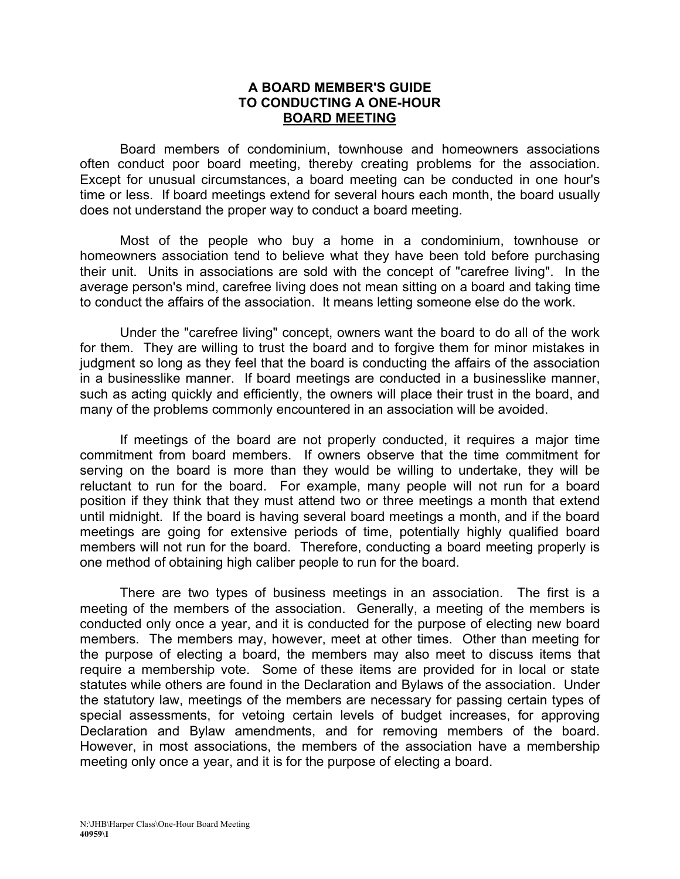# A BOARD MEMBER'S GUIDE TO CONDUCTING A ONE-HOUR BOARD MEETING

Board members of condominium, townhouse and homeowners associations often conduct poor board meeting, thereby creating problems for the association. Except for unusual circumstances, a board meeting can be conducted in one hour's time or less. If board meetings extend for several hours each month, the board usually does not understand the proper way to conduct a board meeting.

Most of the people who buy a home in a condominium, townhouse or homeowners association tend to believe what they have been told before purchasing their unit. Units in associations are sold with the concept of "carefree living". In the average person's mind, carefree living does not mean sitting on a board and taking time to conduct the affairs of the association. It means letting someone else do the work.

Under the "carefree living" concept, owners want the board to do all of the work for them. They are willing to trust the board and to forgive them for minor mistakes in judgment so long as they feel that the board is conducting the affairs of the association in a businesslike manner. If board meetings are conducted in a businesslike manner, such as acting quickly and efficiently, the owners will place their trust in the board, and many of the problems commonly encountered in an association will be avoided.

If meetings of the board are not properly conducted, it requires a major time commitment from board members. If owners observe that the time commitment for serving on the board is more than they would be willing to undertake, they will be reluctant to run for the board. For example, many people will not run for a board position if they think that they must attend two or three meetings a month that extend until midnight. If the board is having several board meetings a month, and if the board meetings are going for extensive periods of time, potentially highly qualified board members will not run for the board. Therefore, conducting a board meeting properly is one method of obtaining high caliber people to run for the board.

There are two types of business meetings in an association. The first is a meeting of the members of the association. Generally, a meeting of the members is conducted only once a year, and it is conducted for the purpose of electing new board members. The members may, however, meet at other times. Other than meeting for the purpose of electing a board, the members may also meet to discuss items that require a membership vote. Some of these items are provided for in local or state statutes while others are found in the Declaration and Bylaws of the association. Under the statutory law, meetings of the members are necessary for passing certain types of special assessments, for vetoing certain levels of budget increases, for approving Declaration and Bylaw amendments, and for removing members of the board. However, in most associations, the members of the association have a membership meeting only once a year, and it is for the purpose of electing a board.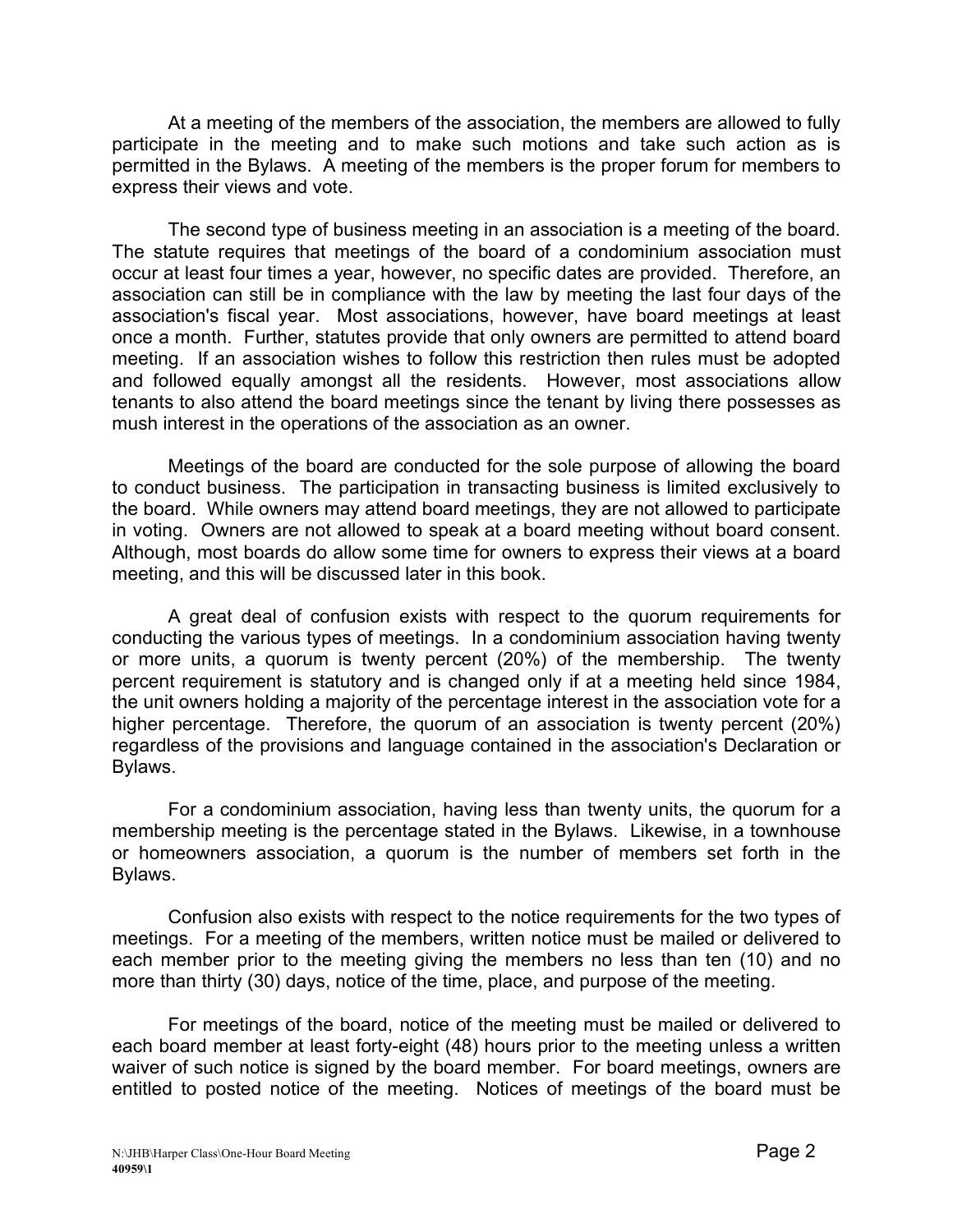At a meeting of the members of the association, the members are allowed to fully participate in the meeting and to make such motions and take such action as is permitted in the Bylaws. A meeting of the members is the proper forum for members to express their views and vote.

The second type of business meeting in an association is a meeting of the board. The statute requires that meetings of the board of a condominium association must occur at least four times a year, however, no specific dates are provided. Therefore, an association can still be in compliance with the law by meeting the last four days of the association's fiscal year. Most associations, however, have board meetings at least once a month. Further, statutes provide that only owners are permitted to attend board meeting. If an association wishes to follow this restriction then rules must be adopted and followed equally amongst all the residents. However, most associations allow tenants to also attend the board meetings since the tenant by living there possesses as mush interest in the operations of the association as an owner.

Meetings of the board are conducted for the sole purpose of allowing the board to conduct business. The participation in transacting business is limited exclusively to the board. While owners may attend board meetings, they are not allowed to participate in voting. Owners are not allowed to speak at a board meeting without board consent. Although, most boards do allow some time for owners to express their views at a board meeting, and this will be discussed later in this book.

A great deal of confusion exists with respect to the quorum requirements for conducting the various types of meetings. In a condominium association having twenty or more units, a quorum is twenty percent (20%) of the membership. The twenty percent requirement is statutory and is changed only if at a meeting held since 1984, the unit owners holding a majority of the percentage interest in the association vote for a higher percentage. Therefore, the quorum of an association is twenty percent (20%) regardless of the provisions and language contained in the association's Declaration or Bylaws.

For a condominium association, having less than twenty units, the quorum for a membership meeting is the percentage stated in the Bylaws. Likewise, in a townhouse or homeowners association, a quorum is the number of members set forth in the Bylaws.

Confusion also exists with respect to the notice requirements for the two types of meetings. For a meeting of the members, written notice must be mailed or delivered to each member prior to the meeting giving the members no less than ten (10) and no more than thirty (30) days, notice of the time, place, and purpose of the meeting.

For meetings of the board, notice of the meeting must be mailed or delivered to each board member at least forty-eight (48) hours prior to the meeting unless a written waiver of such notice is signed by the board member. For board meetings, owners are entitled to posted notice of the meeting. Notices of meetings of the board must be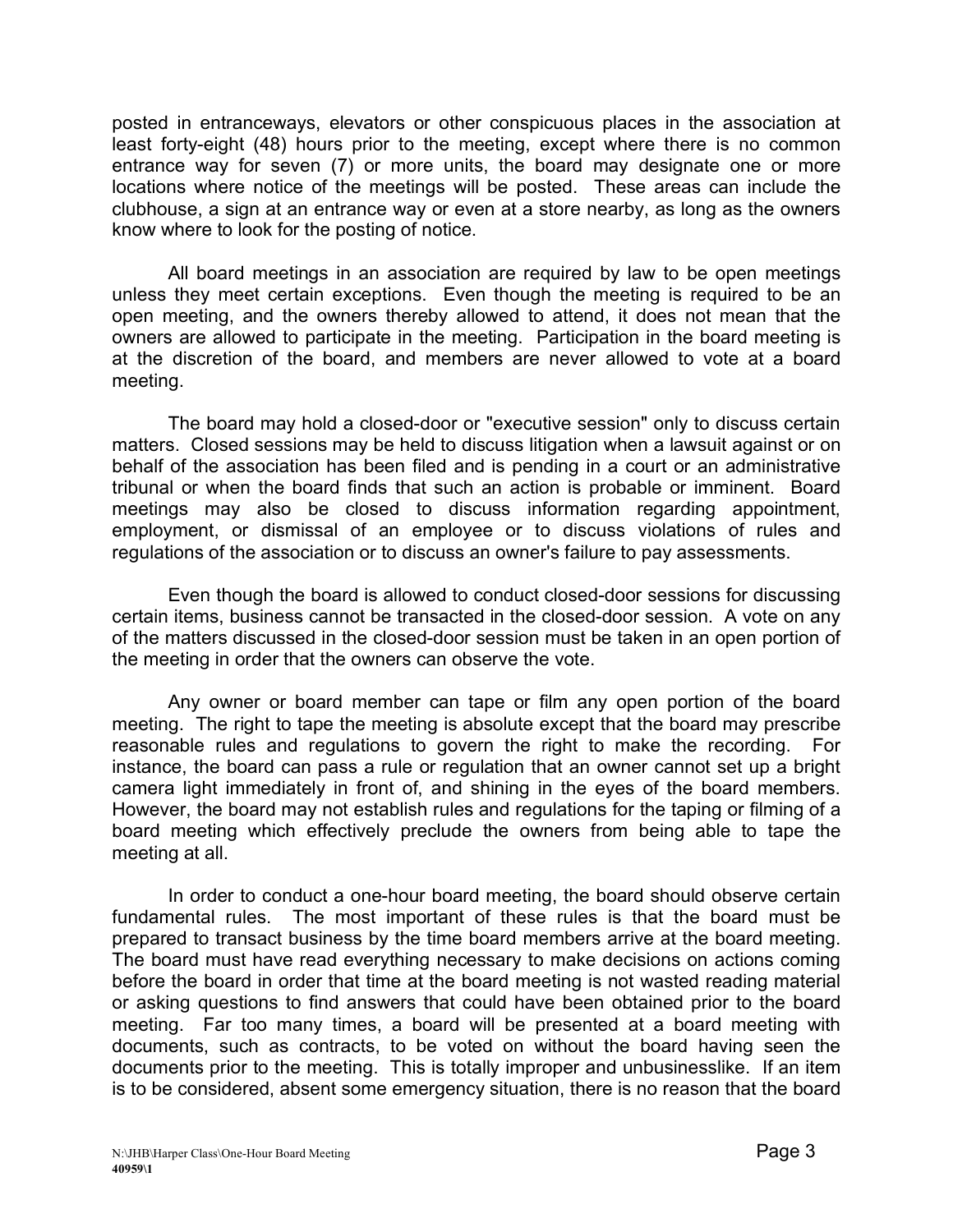posted in entranceways, elevators or other conspicuous places in the association at least forty-eight (48) hours prior to the meeting, except where there is no common entrance way for seven (7) or more units, the board may designate one or more locations where notice of the meetings will be posted. These areas can include the clubhouse, a sign at an entrance way or even at a store nearby, as long as the owners know where to look for the posting of notice.

All board meetings in an association are required by law to be open meetings unless they meet certain exceptions. Even though the meeting is required to be an open meeting, and the owners thereby allowed to attend, it does not mean that the owners are allowed to participate in the meeting. Participation in the board meeting is at the discretion of the board, and members are never allowed to vote at a board meeting.

The board may hold a closed-door or "executive session" only to discuss certain matters. Closed sessions may be held to discuss litigation when a lawsuit against or on behalf of the association has been filed and is pending in a court or an administrative tribunal or when the board finds that such an action is probable or imminent. Board meetings may also be closed to discuss information regarding appointment, employment, or dismissal of an employee or to discuss violations of rules and regulations of the association or to discuss an owner's failure to pay assessments.

Even though the board is allowed to conduct closed-door sessions for discussing certain items, business cannot be transacted in the closed-door session. A vote on any of the matters discussed in the closed-door session must be taken in an open portion of the meeting in order that the owners can observe the vote.

Any owner or board member can tape or film any open portion of the board meeting. The right to tape the meeting is absolute except that the board may prescribe reasonable rules and regulations to govern the right to make the recording. For instance, the board can pass a rule or regulation that an owner cannot set up a bright camera light immediately in front of, and shining in the eyes of the board members. However, the board may not establish rules and regulations for the taping or filming of a board meeting which effectively preclude the owners from being able to tape the meeting at all.

In order to conduct a one-hour board meeting, the board should observe certain fundamental rules. The most important of these rules is that the board must be prepared to transact business by the time board members arrive at the board meeting. The board must have read everything necessary to make decisions on actions coming before the board in order that time at the board meeting is not wasted reading material or asking questions to find answers that could have been obtained prior to the board meeting. Far too many times, a board will be presented at a board meeting with documents, such as contracts, to be voted on without the board having seen the documents prior to the meeting. This is totally improper and unbusinesslike. If an item is to be considered, absent some emergency situation, there is no reason that the board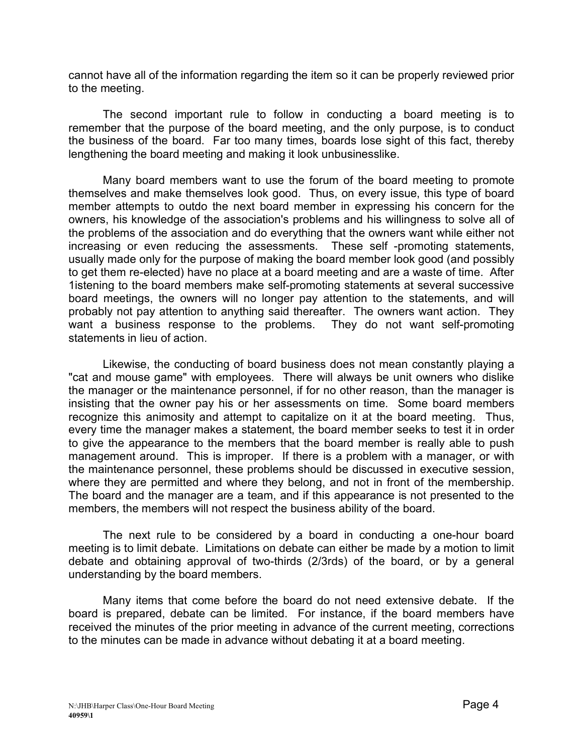cannot have all of the information regarding the item so it can be properly reviewed prior to the meeting.

The second important rule to follow in conducting a board meeting is to remember that the purpose of the board meeting, and the only purpose, is to conduct the business of the board. Far too many times, boards lose sight of this fact, thereby lengthening the board meeting and making it look unbusinesslike.

Many board members want to use the forum of the board meeting to promote themselves and make themselves look good. Thus, on every issue, this type of board member attempts to outdo the next board member in expressing his concern for the owners, his knowledge of the association's problems and his willingness to solve all of the problems of the association and do everything that the owners want while either not increasing or even reducing the assessments. These self -promoting statements, usually made only for the purpose of making the board member look good (and possibly to get them re-elected) have no place at a board meeting and are a waste of time. After 1istening to the board members make self-promoting statements at several successive board meetings, the owners will no longer pay attention to the statements, and will probably not pay attention to anything said thereafter. The owners want action. They want a business response to the problems. They do not want self-promoting statements in lieu of action.

Likewise, the conducting of board business does not mean constantly playing a "cat and mouse game" with employees. There will always be unit owners who dislike the manager or the maintenance personnel, if for no other reason, than the manager is insisting that the owner pay his or her assessments on time. Some board members recognize this animosity and attempt to capitalize on it at the board meeting. Thus, every time the manager makes a statement, the board member seeks to test it in order to give the appearance to the members that the board member is really able to push management around. This is improper. If there is a problem with a manager, or with the maintenance personnel, these problems should be discussed in executive session, where they are permitted and where they belong, and not in front of the membership. The board and the manager are a team, and if this appearance is not presented to the members, the members will not respect the business ability of the board.

The next rule to be considered by a board in conducting a one-hour board meeting is to limit debate. Limitations on debate can either be made by a motion to limit debate and obtaining approval of two-thirds (2/3rds) of the board, or by a general understanding by the board members.

Many items that come before the board do not need extensive debate. If the board is prepared, debate can be limited. For instance, if the board members have received the minutes of the prior meeting in advance of the current meeting, corrections to the minutes can be made in advance without debating it at a board meeting.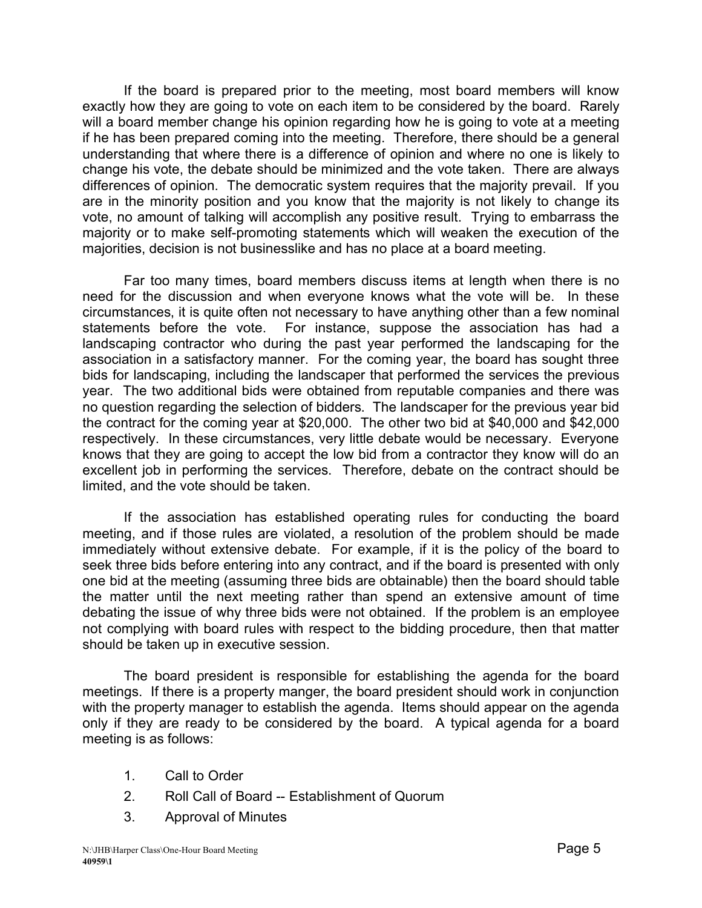If the board is prepared prior to the meeting, most board members will know exactly how they are going to vote on each item to be considered by the board. Rarely will a board member change his opinion regarding how he is going to vote at a meeting if he has been prepared coming into the meeting. Therefore, there should be a general understanding that where there is a difference of opinion and where no one is likely to change his vote, the debate should be minimized and the vote taken. There are always differences of opinion. The democratic system requires that the majority prevail. If you are in the minority position and you know that the majority is not likely to change its vote, no amount of talking will accomplish any positive result. Trying to embarrass the majority or to make self-promoting statements which will weaken the execution of the majorities, decision is not businesslike and has no place at a board meeting.

Far too many times, board members discuss items at length when there is no need for the discussion and when everyone knows what the vote will be. In these circumstances, it is quite often not necessary to have anything other than a few nominal statements before the vote. For instance, suppose the association has had a landscaping contractor who during the past year performed the landscaping for the association in a satisfactory manner. For the coming year, the board has sought three bids for landscaping, including the landscaper that performed the services the previous year. The two additional bids were obtained from reputable companies and there was no question regarding the selection of bidders. The landscaper for the previous year bid the contract for the coming year at $20,000. The other two bid at $40,000 and $42,000 respectively. In these circumstances, very little debate would be necessary. Everyone knows that they are going to accept the low bid from a contractor they know will do an excellent job in performing the services. Therefore, debate on the contract should be limited, and the vote should be taken.

If the association has established operating rules for conducting the board meeting, and if those rules are violated, a resolution of the problem should be made immediately without extensive debate. For example, if it is the policy of the board to seek three bids before entering into any contract, and if the board is presented with only one bid at the meeting (assuming three bids are obtainable) then the board should table the matter until the next meeting rather than spend an extensive amount of time debating the issue of why three bids were not obtained. If the problem is an employee not complying with board rules with respect to the bidding procedure, then that matter should be taken up in executive session.

The board president is responsible for establishing the agenda for the board meetings. If there is a property manger, the board president should work in conjunction with the property manager to establish the agenda. Items should appear on the agenda only if they are ready to be considered by the board. A typical agenda for a board meeting is as follows:

1. Call to Order
2. Roll Call of Board -- Establishment of Quorum
3. Approval of Minutes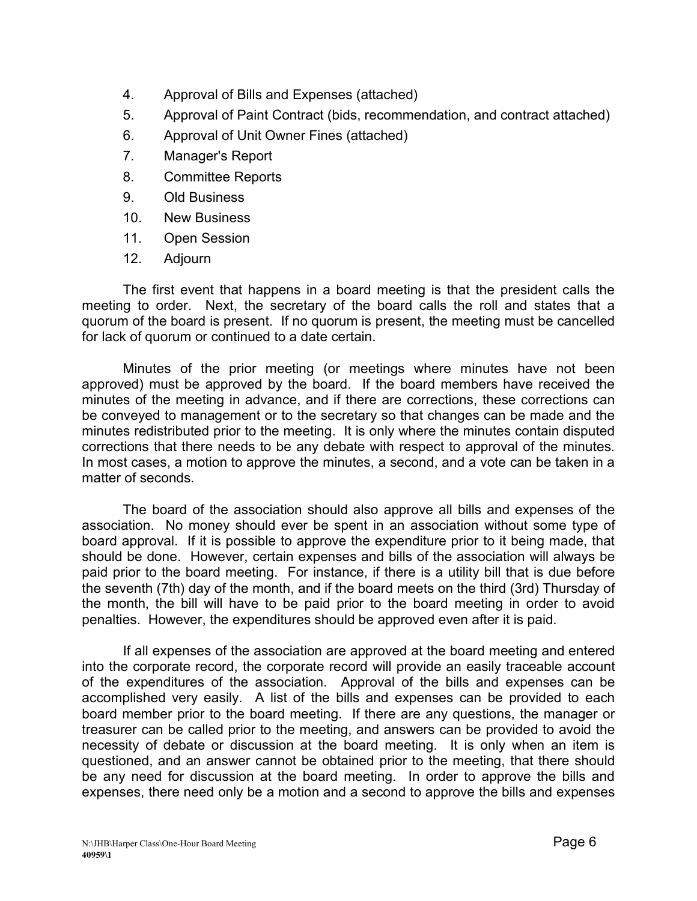4. Approval of Bills and Expenses (attached)
5. Approval of Paint Contract (bids, recommendation, and contract attached)
6. Approval of Unit Owner Fines (attached)
7. Manager's Report
8. Committee Reports
9. Old Business
10. New Business
11. Open Session
12. Adjourn

The first event that happens in a board meeting is that the president calls the meeting to order. Next, the secretary of the board calls the roll and states that a quorum of the board is present. If no quorum is present, the meeting must be cancelled for lack of quorum or continued to a date certain.

Minutes of the prior meeting (or meetings where minutes have not been approved) must be approved by the board. If the board members have received the minutes of the meeting in advance, and if there are corrections, these corrections can be conveyed to management or to the secretary so that changes can be made and the minutes redistributed prior to the meeting. It is only where the minutes contain disputed corrections that there needs to be any debate with respect to approval of the minutes. In most cases, a motion to approve the minutes, a second, and a vote can be taken in a matter of seconds.

The board of the association should also approve all bills and expenses of the association. No money should ever be spent in an association without some type of board approval. If it is possible to approve the expenditure prior to it being made, that should be done. However, certain expenses and bills of the association will always be paid prior to the board meeting. For instance, if there is a utility bill that is due before the seventh (7th) day of the month, and if the board meets on the third (3rd) Thursday of the month, the bill will have to be paid prior to the board meeting in order to avoid penalties. However, the expenditures should be approved even after it is paid.

If all expenses of the association are approved at the board meeting and entered into the corporate record, the corporate record will provide an easily traceable account of the expenditures of the association. Approval of the bills and expenses can be accomplished very easily. A list of the bills and expenses can be provided to each board member prior to the board meeting. If there are any questions, the manager or treasurer can be called prior to the meeting, and answers can be provided to avoid the necessity of debate or discussion at the board meeting. It is only when an item is questioned, and an answer cannot be obtained prior to the meeting, that there should be any need for discussion at the board meeting. In order to approve the bills and expenses, there need only be a motion and a second to approve the bills and expenses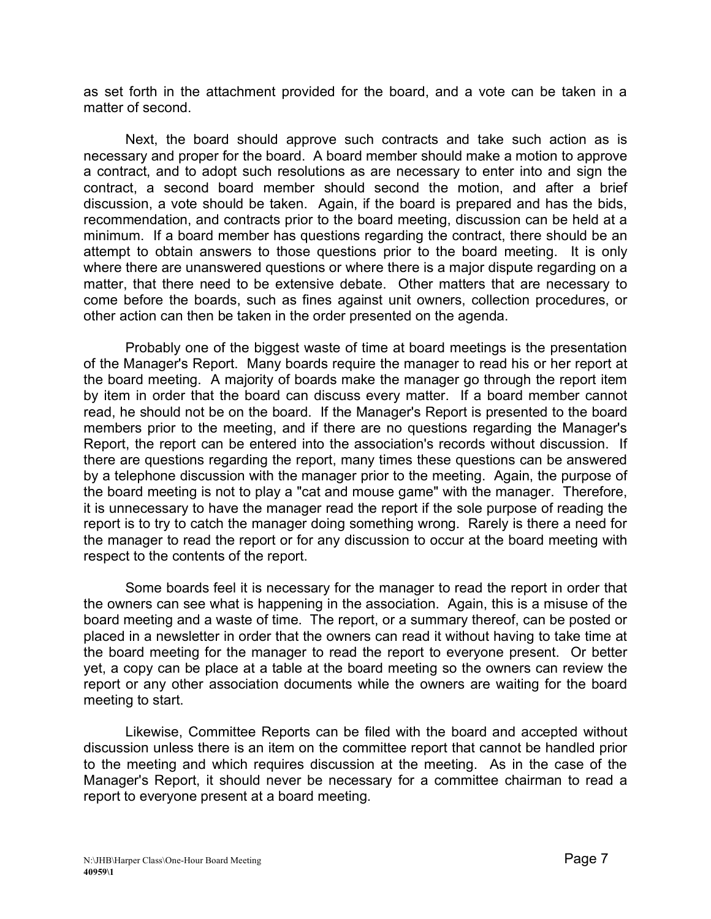as set forth in the attachment provided for the board, and a vote can be taken in a matter of second.

Next, the board should approve such contracts and take such action as is necessary and proper for the board. A board member should make a motion to approve a contract, and to adopt such resolutions as are necessary to enter into and sign the contract, a second board member should second the motion, and after a brief discussion, a vote should be taken. Again, if the board is prepared and has the bids, recommendation, and contracts prior to the board meeting, discussion can be held at a minimum. If a board member has questions regarding the contract, there should be an attempt to obtain answers to those questions prior to the board meeting. It is only where there are unanswered questions or where there is a major dispute regarding on a matter, that there need to be extensive debate. Other matters that are necessary to come before the boards, such as fines against unit owners, collection procedures, or other action can then be taken in the order presented on the agenda.

Probably one of the biggest waste of time at board meetings is the presentation of the Manager's Report. Many boards require the manager to read his or her report at the board meeting. A majority of boards make the manager go through the report item by item in order that the board can discuss every matter. If a board member cannot read, he should not be on the board. If the Manager's Report is presented to the board members prior to the meeting, and if there are no questions regarding the Manager's Report, the report can be entered into the association's records without discussion. If there are questions regarding the report, many times these questions can be answered by a telephone discussion with the manager prior to the meeting. Again, the purpose of the board meeting is not to play a "cat and mouse game" with the manager. Therefore, it is unnecessary to have the manager read the report if the sole purpose of reading the report is to try to catch the manager doing something wrong. Rarely is there a need for the manager to read the report or for any discussion to occur at the board meeting with respect to the contents of the report.

Some boards feel it is necessary for the manager to read the report in order that the owners can see what is happening in the association. Again, this is a misuse of the board meeting and a waste of time. The report, or a summary thereof, can be posted or placed in a newsletter in order that the owners can read it without having to take time at the board meeting for the manager to read the report to everyone present. Or better yet, a copy can be place at a table at the board meeting so the owners can review the report or any other association documents while the owners are waiting for the board meeting to start.

Likewise, Committee Reports can be filed with the board and accepted without discussion unless there is an item on the committee report that cannot be handled prior to the meeting and which requires discussion at the meeting. As in the case of the Manager's Report, it should never be necessary for a committee chairman to read a report to everyone present at a board meeting.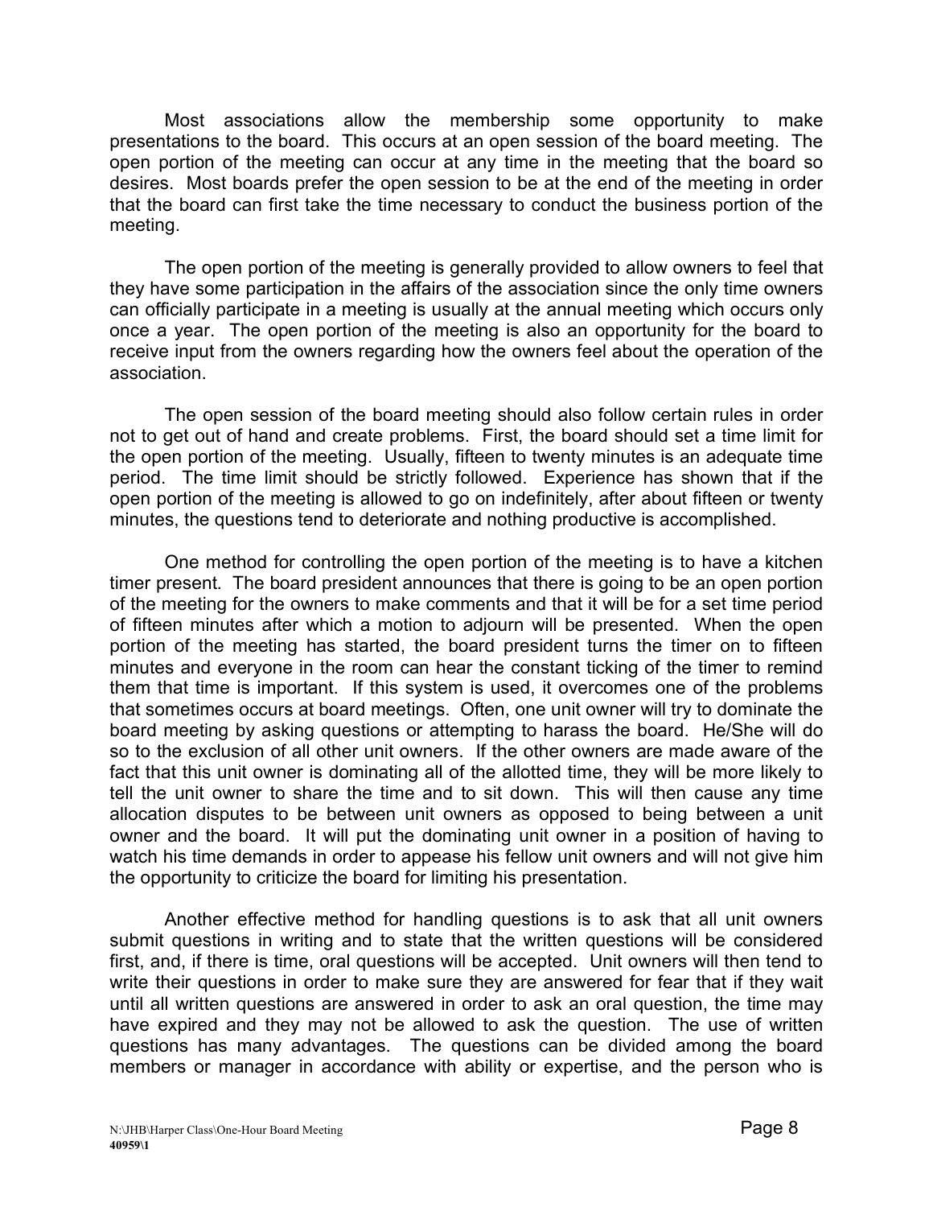Most associations allow the membership some opportunity to make presentations to the board. This occurs at an open session of the board meeting. The open portion of the meeting can occur at any time in the meeting that the board so desires. Most boards prefer the open session to be at the end of the meeting in order that the board can first take the time necessary to conduct the business portion of the meeting.

The open portion of the meeting is generally provided to allow owners to feel that they have some participation in the affairs of the association since the only time owners can officially participate in a meeting is usually at the annual meeting which occurs only once a year. The open portion of the meeting is also an opportunity for the board to receive input from the owners regarding how the owners feel about the operation of the association.

The open session of the board meeting should also follow certain rules in order not to get out of hand and create problems. First, the board should set a time limit for the open portion of the meeting. Usually, fifteen to twenty minutes is an adequate time period. The time limit should be strictly followed. Experience has shown that if the open portion of the meeting is allowed to go on indefinitely, after about fifteen or twenty minutes, the questions tend to deteriorate and nothing productive is accomplished.

One method for controlling the open portion of the meeting is to have a kitchen timer present. The board president announces that there is going to be an open portion of the meeting for the owners to make comments and that it will be for a set time period of fifteen minutes after which a motion to adjourn will be presented. When the open portion of the meeting has started, the board president turns the timer on to fifteen minutes and everyone in the room can hear the constant ticking of the timer to remind them that time is important. If this system is used, it overcomes one of the problems that sometimes occurs at board meetings. Often, one unit owner will try to dominate the board meeting by asking questions or attempting to harass the board. He/She will do so to the exclusion of all other unit owners. If the other owners are made aware of the fact that this unit owner is dominating all of the allotted time, they will be more likely to tell the unit owner to share the time and to sit down. This will then cause any time allocation disputes to be between unit owners as opposed to being between a unit owner and the board. It will put the dominating unit owner in a position of having to watch his time demands in order to appease his fellow unit owners and will not give him the opportunity to criticize the board for limiting his presentation.

Another effective method for handling questions is to ask that all unit owners submit questions in writing and to state that the written questions will be considered first, and, if there is time, oral questions will be accepted. Unit owners will then tend to write their questions in order to make sure they are answered for fear that if they wait until all written questions are answered in order to ask an oral question, the time may have expired and they may not be allowed to ask the question. The use of written questions has many advantages. The questions can be divided among the board members or manager in accordance with ability or expertise, and the person who is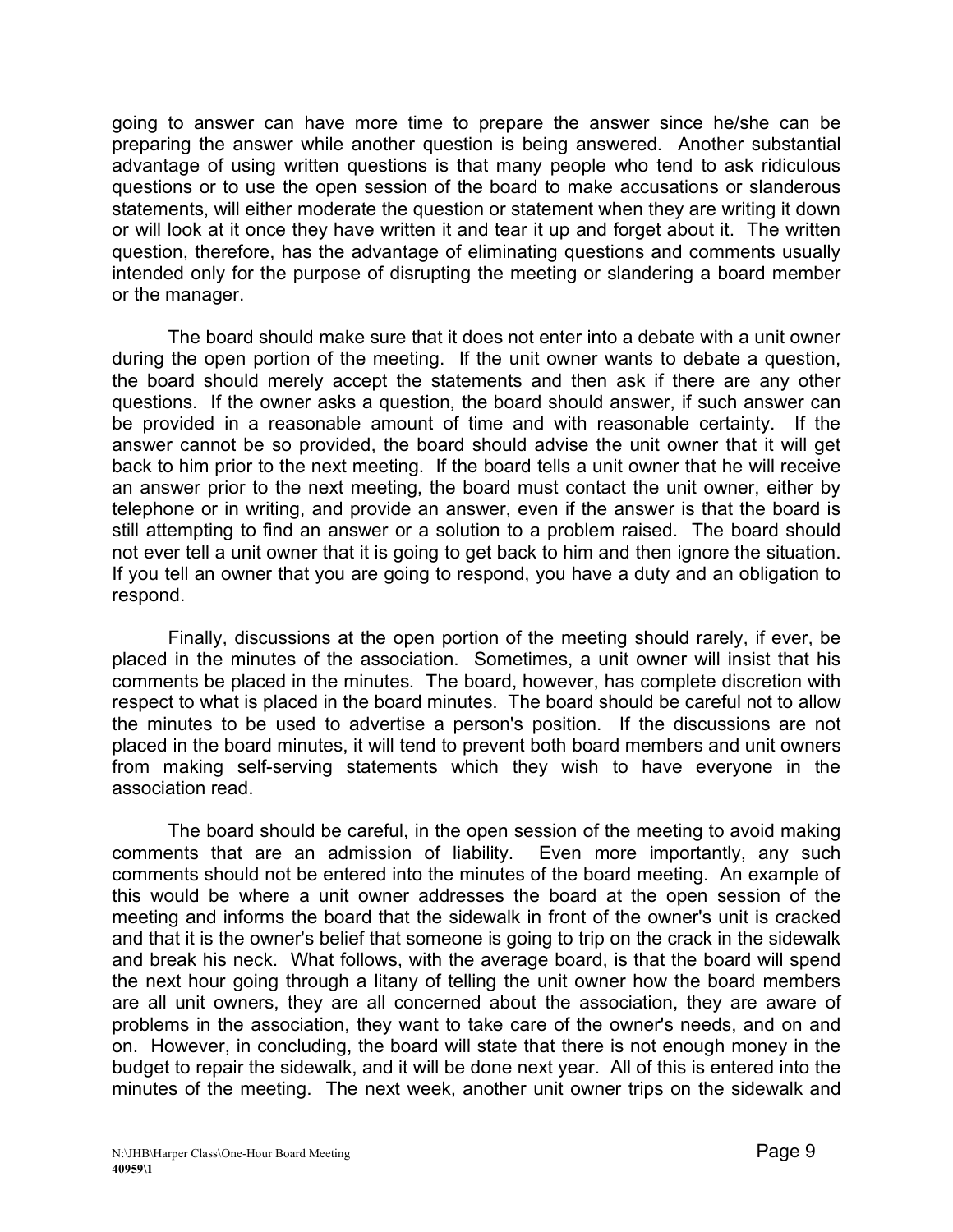going to answer can have more time to prepare the answer since he/she can be preparing the answer while another question is being answered. Another substantial advantage of using written questions is that many people who tend to ask ridiculous questions or to use the open session of the board to make accusations or slanderous statements, will either moderate the question or statement when they are writing it down or will look at it once they have written it and tear it up and forget about it. The written question, therefore, has the advantage of eliminating questions and comments usually intended only for the purpose of disrupting the meeting or slandering a board member or the manager.

The board should make sure that it does not enter into a debate with a unit owner during the open portion of the meeting. If the unit owner wants to debate a question, the board should merely accept the statements and then ask if there are any other questions. If the owner asks a question, the board should answer, if such answer can be provided in a reasonable amount of time and with reasonable certainty. If the answer cannot be so provided, the board should advise the unit owner that it will get back to him prior to the next meeting. If the board tells a unit owner that he will receive an answer prior to the next meeting, the board must contact the unit owner, either by telephone or in writing, and provide an answer, even if the answer is that the board is still attempting to find an answer or a solution to a problem raised. The board should not ever tell a unit owner that it is going to get back to him and then ignore the situation. If you tell an owner that you are going to respond, you have a duty and an obligation to respond.

Finally, discussions at the open portion of the meeting should rarely, if ever, be placed in the minutes of the association. Sometimes, a unit owner will insist that his comments be placed in the minutes. The board, however, has complete discretion with respect to what is placed in the board minutes. The board should be careful not to allow the minutes to be used to advertise a person's position. If the discussions are not placed in the board minutes, it will tend to prevent both board members and unit owners from making self-serving statements which they wish to have everyone in the association read.

The board should be careful, in the open session of the meeting to avoid making comments that are an admission of liability. Even more importantly, any such comments should not be entered into the minutes of the board meeting. An example of this would be where a unit owner addresses the board at the open session of the meeting and informs the board that the sidewalk in front of the owner's unit is cracked and that it is the owner's belief that someone is going to trip on the crack in the sidewalk and break his neck. What follows, with the average board, is that the board will spend the next hour going through a litany of telling the unit owner how the board members are all unit owners, they are all concerned about the association, they are aware of problems in the association, they want to take care of the owner's needs, and on and on. However, in concluding, the board will state that there is not enough money in the budget to repair the sidewalk, and it will be done next year. All of this is entered into the minutes of the meeting. The next week, another unit owner trips on the sidewalk and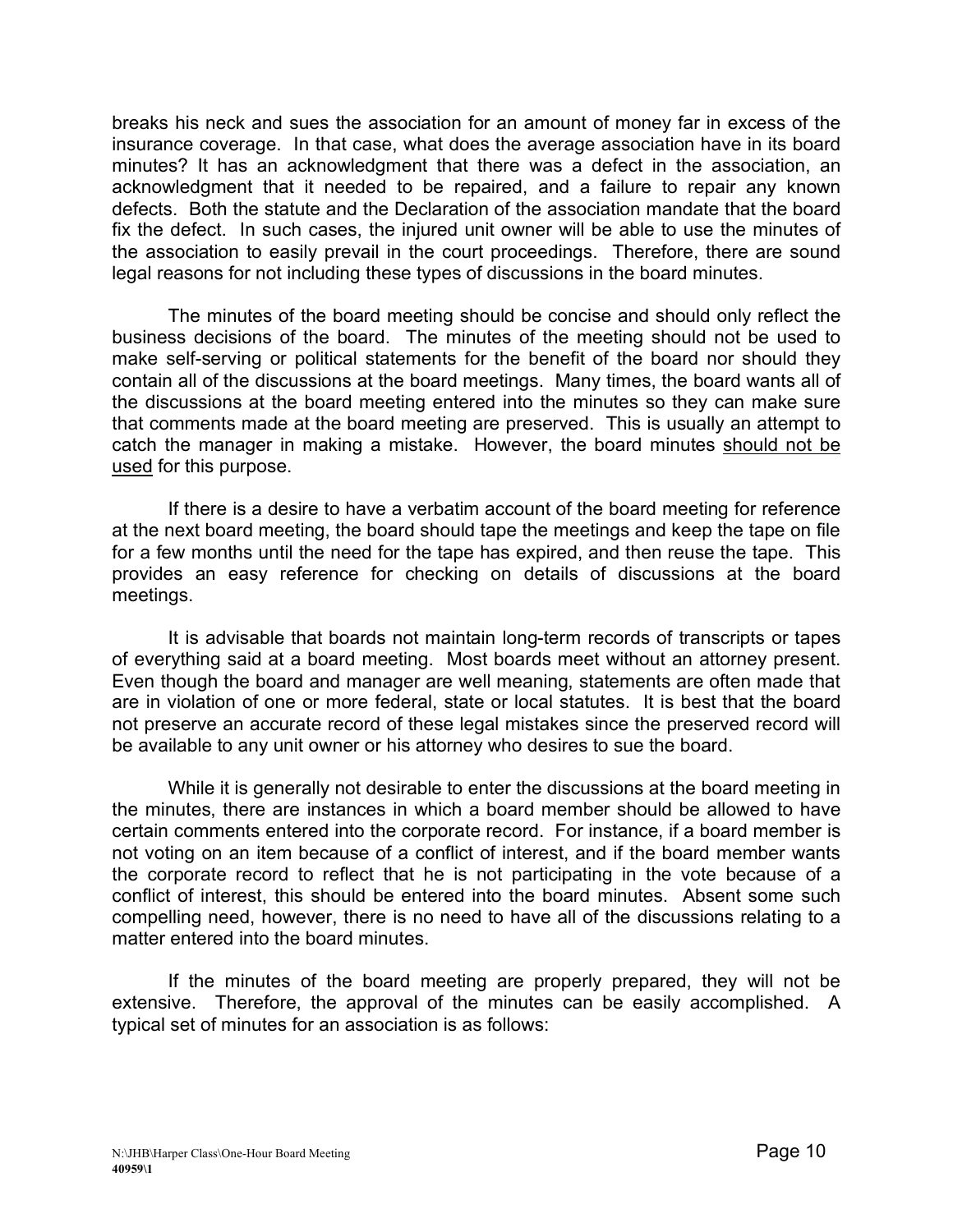breaks his neck and sues the association for an amount of money far in excess of the insurance coverage. In that case, what does the average association have in its board minutes? It has an acknowledgment that there was a defect in the association, an acknowledgment that it needed to be repaired, and a failure to repair any known defects. Both the statute and the Declaration of the association mandate that the board fix the defect. In such cases, the injured unit owner will be able to use the minutes of the association to easily prevail in the court proceedings. Therefore, there are sound legal reasons for not including these types of discussions in the board minutes.

The minutes of the board meeting should be concise and should only reflect the business decisions of the board. The minutes of the meeting should not be used to make self-serving or political statements for the benefit of the board nor should they contain all of the discussions at the board meetings. Many times, the board wants all of the discussions at the board meeting entered into the minutes so they can make sure that comments made at the board meeting are preserved. This is usually an attempt to catch the manager in making a mistake. However, the board minutes <u>should not be used</u> for this purpose.

If there is a desire to have a verbatim account of the board meeting for reference at the next board meeting, the board should tape the meetings and keep the tape on file for a few months until the need for the tape has expired, and then reuse the tape. This provides an easy reference for checking on details of discussions at the board meetings.

It is advisable that boards not maintain long-term records of transcripts or tapes of everything said at a board meeting. Most boards meet without an attorney present. Even though the board and manager are well meaning, statements are often made that are in violation of one or more federal, state or local statutes. It is best that the board not preserve an accurate record of these legal mistakes since the preserved record will be available to any unit owner or his attorney who desires to sue the board.

While it is generally not desirable to enter the discussions at the board meeting in the minutes, there are instances in which a board member should be allowed to have certain comments entered into the corporate record. For instance, if a board member is not voting on an item because of a conflict of interest, and if the board member wants the corporate record to reflect that he is not participating in the vote because of a conflict of interest, this should be entered into the board minutes. Absent some such compelling need, however, there is no need to have all of the discussions relating to a matter entered into the board minutes.

If the minutes of the board meeting are properly prepared, they will not be extensive. Therefore, the approval of the minutes can be easily accomplished. A typical set of minutes for an association is as follows: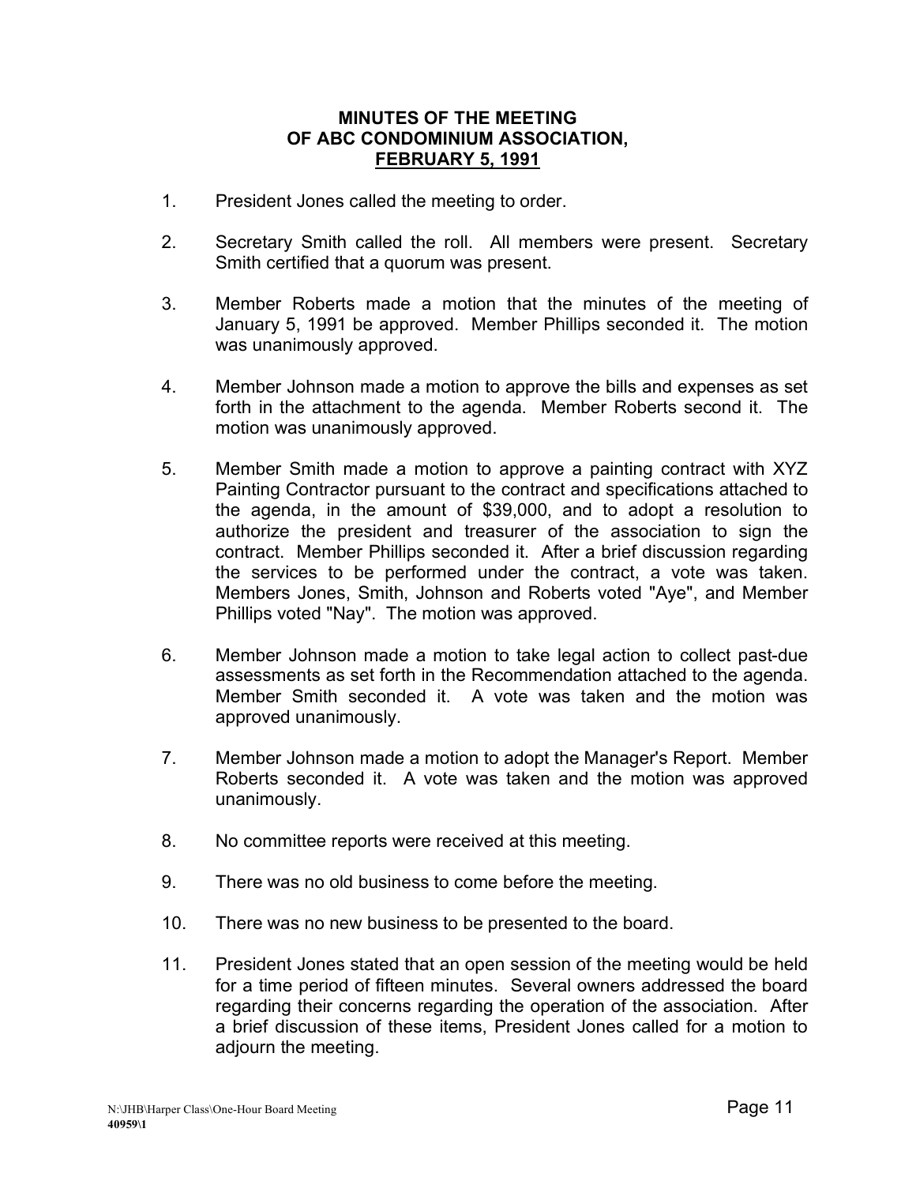# MINUTES OF THE MEETING OF ABC CONDOMINIUM ASSOCIATION, FEBRUARY 5, 1991

1. President Jones called the meeting to order.

2. Secretary Smith called the roll. All members were present. Secretary Smith certified that a quorum was present.

3. Member Roberts made a motion that the minutes of the meeting of January 5, 1991 be approved. Member Phillips seconded it. The motion was unanimously approved.

4. Member Johnson made a motion to approve the bills and expenses as set forth in the attachment to the agenda. Member Roberts second it. The motion was unanimously approved.

5. Member Smith made a motion to approve a painting contract with XYZ Painting Contractor pursuant to the contract and specifications attached to the agenda, in the amount of $39,000, and to adopt a resolution to authorize the president and treasurer of the association to sign the contract. Member Phillips seconded it. After a brief discussion regarding the services to be performed under the contract, a vote was taken. Members Jones, Smith, Johnson and Roberts voted "Aye", and Member Phillips voted "Nay". The motion was approved.

6. Member Johnson made a motion to take legal action to collect past-due assessments as set forth in the Recommendation attached to the agenda. Member Smith seconded it. A vote was taken and the motion was approved unanimously.

7. Member Johnson made a motion to adopt the Manager's Report. Member Roberts seconded it. A vote was taken and the motion was approved unanimously.

8. No committee reports were received at this meeting.

9. There was no old business to come before the meeting.

10. There was no new business to be presented to the board.

11. President Jones stated that an open session of the meeting would be held for a time period of fifteen minutes. Several owners addressed the board regarding their concerns regarding the operation of the association. After a brief discussion of these items, President Jones called for a motion to adjourn the meeting.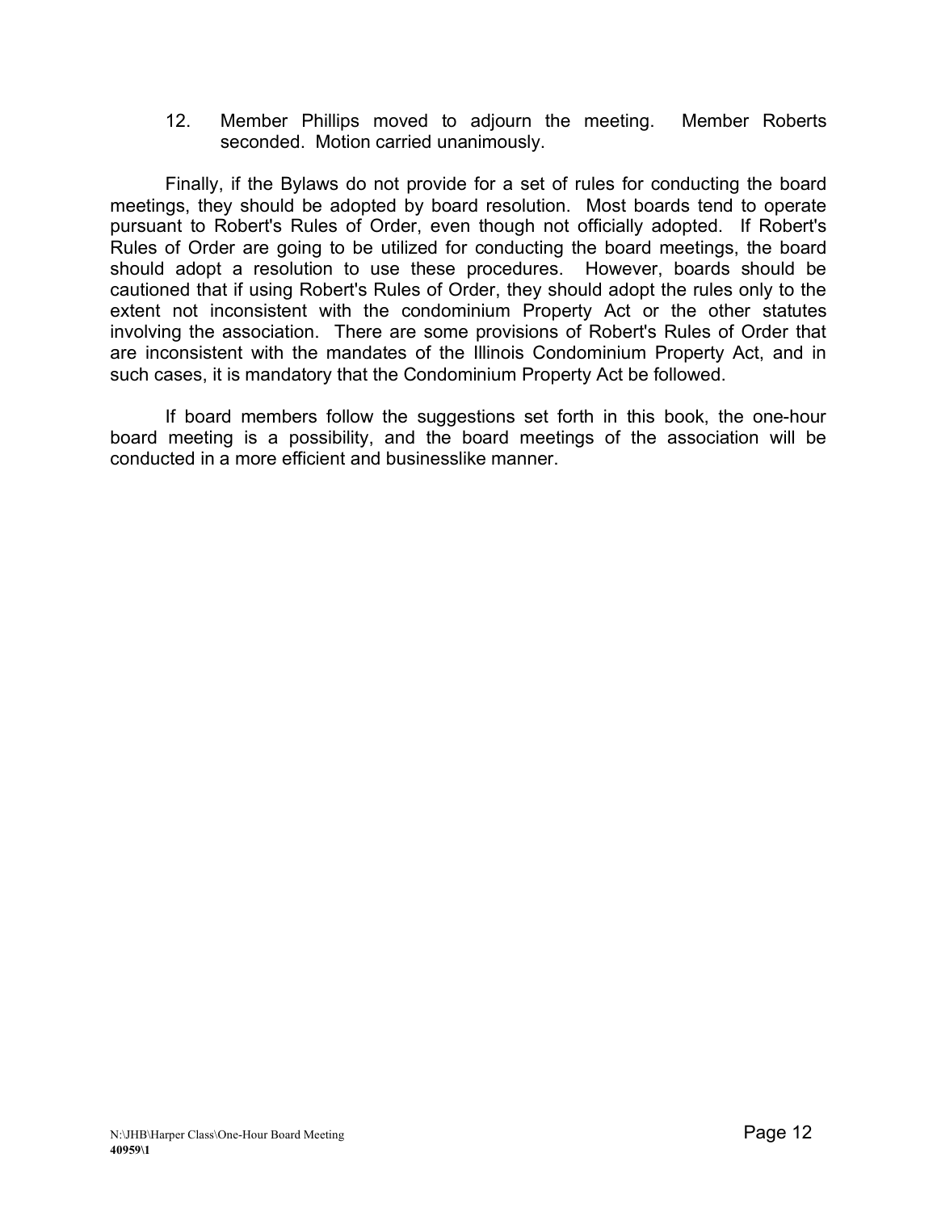12. Member Phillips moved to adjourn the meeting. Member Roberts seconded. Motion carried unanimously.

Finally, if the Bylaws do not provide for a set of rules for conducting the board meetings, they should be adopted by board resolution. Most boards tend to operate pursuant to Robert's Rules of Order, even though not officially adopted. If Robert's Rules of Order are going to be utilized for conducting the board meetings, the board should adopt a resolution to use these procedures. However, boards should be cautioned that if using Robert's Rules of Order, they should adopt the rules only to the extent not inconsistent with the condominium Property Act or the other statutes involving the association. There are some provisions of Robert's Rules of Order that are inconsistent with the mandates of the Illinois Condominium Property Act, and in such cases, it is mandatory that the Condominium Property Act be followed.

If board members follow the suggestions set forth in this book, the one-hour board meeting is a possibility, and the board meetings of the association will be conducted in a more efficient and businesslike manner.